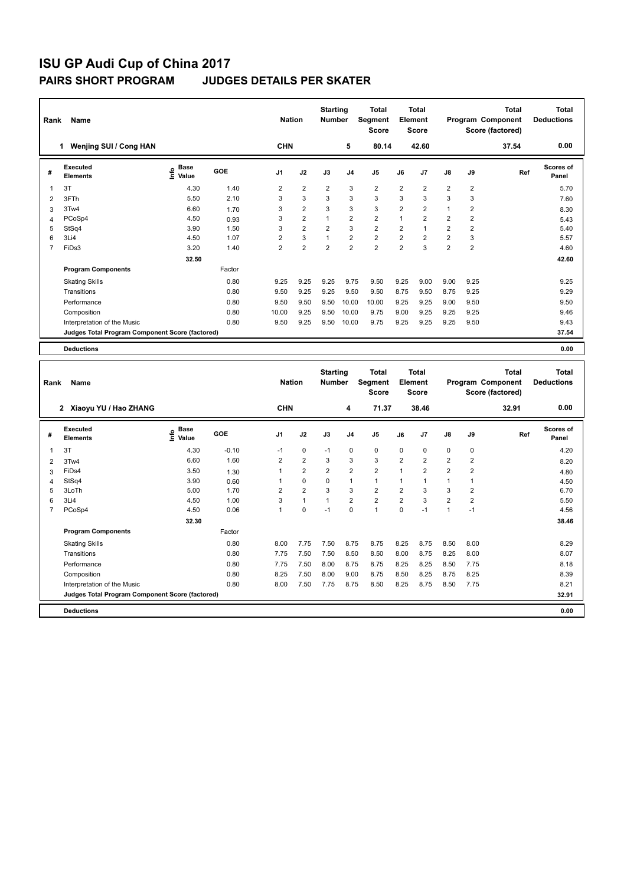# ISU GP Audi Cup of China 2017

## PAIRS SHORT PROGRAM JUDGES DETAILS PER SKATER

| Rank | Name | Nation | Starting Number | Total Segment Score | Total Element Score | Total Program Component Score (factored) | Total Deductions |
|---|---|---|---|---|---|---|---|
| 1 | Wenjing SUI / Cong HAN | CHN | 5 | 80.14 | 42.60 | 37.54 | 0.00 |

| # | Executed Elements | Info | Base Value | GOE | J1 | J2 | J3 | J4 | J5 | J6 | J7 | J8 | J9 | Ref | Scores of Panel |
|---|---|---|---|---|---|---|---|---|---|---|---|---|---|---|---|
| 1 | 3T | | 4.30 | 1.40 | 2 | 2 | 2 | 3 | 2 | 2 | 2 | 2 | 2 | | 5.70 |
| 2 | 3FTh | | 5.50 | 2.10 | 3 | 3 | 3 | 3 | 3 | 3 | 3 | 3 | 3 | | 7.60 |
| 3 | 3Tw4 | | 6.60 | 1.70 | 3 | 2 | 3 | 3 | 3 | 2 | 2 | 1 | 2 | | 8.30 |
| 4 | PCoSp4 | | 4.50 | 0.93 | 3 | 2 | 1 | 2 | 2 | 1 | 2 | 2 | 2 | | 5.43 |
| 5 | StSq4 | | 3.90 | 1.50 | 3 | 2 | 2 | 3 | 2 | 2 | 1 | 2 | 2 | | 5.40 |
| 6 | 3Li4 | | 4.50 | 1.07 | 2 | 3 | 1 | 2 | 2 | 2 | 2 | 2 | 3 | | 5.57 |
| 7 | FiDs3 | | 3.20 | 1.40 | 2 | 2 | 2 | 2 | 2 | 2 | 3 | 2 | 2 | | 4.60 |
| | | | 32.50 | | | | | | | | | | | | 42.60 |
| | **Program Components** | | | Factor | | | | | | | | | | | |
| | Skating Skills | | | 0.80 | 9.25 | 9.25 | 9.25 | 9.75 | 9.50 | 9.25 | 9.00 | 9.00 | 9.25 | | 9.25 |
| | Transitions | | | 0.80 | 9.50 | 9.25 | 9.25 | 9.50 | 9.50 | 8.75 | 9.50 | 8.75 | 9.25 | | 9.29 |
| | Performance | | | 0.80 | 9.50 | 9.50 | 9.50 | 10.00 | 10.00 | 9.25 | 9.25 | 9.00 | 9.50 | | 9.50 |
| | Composition | | | 0.80 | 10.00 | 9.25 | 9.50 | 10.00 | 9.75 | 9.00 | 9.25 | 9.25 | 9.25 | | 9.46 |
| | Interpretation of the Music | | | 0.80 | 9.50 | 9.25 | 9.50 | 10.00 | 9.75 | 9.25 | 9.25 | 9.25 | 9.50 | | 9.43 |
| | **Judges Total Program Component Score (factored)** | | | | | | | | | | | | | | 37.54 |
| | **Deductions** | | | | | | | | | | | | | | 0.00 |

| Rank | Name | Nation | Starting Number | Total Segment Score | Total Element Score | Total Program Component Score (factored) | Total Deductions |
|---|---|---|---|---|---|---|---|
| 2 | Xiaoyu YU / Hao ZHANG | CHN | 4 | 71.37 | 38.46 | 32.91 | 0.00 |

| # | Executed Elements | Info | Base Value | GOE | J1 | J2 | J3 | J4 | J5 | J6 | J7 | J8 | J9 | Ref | Scores of Panel |
|---|---|---|---|---|---|---|---|---|---|---|---|---|---|---|---|
| 1 | 3T | | 4.30 | -0.10 | -1 | 0 | -1 | 0 | 0 | 0 | 0 | 0 | 0 | | 4.20 |
| 2 | 3Tw4 | | 6.60 | 1.60 | 2 | 2 | 3 | 3 | 3 | 2 | 2 | 2 | 2 | | 8.20 |
| 3 | FiDs4 | | 3.50 | 1.30 | 1 | 2 | 2 | 2 | 2 | 1 | 2 | 2 | 2 | | 4.80 |
| 4 | StSq4 | | 3.90 | 0.60 | 1 | 0 | 0 | 1 | 1 | 1 | 1 | 1 | 1 | | 4.50 |
| 5 | 3LoTh | | 5.00 | 1.70 | 2 | 2 | 3 | 3 | 2 | 2 | 3 | 3 | 2 | | 6.70 |
| 6 | 3Li4 | | 4.50 | 1.00 | 3 | 1 | 1 | 2 | 2 | 2 | 3 | 2 | 2 | | 5.50 |
| 7 | PCoSp4 | | 4.50 | 0.06 | 1 | 0 | -1 | 0 | 1 | 0 | -1 | 1 | -1 | | 4.56 |
| | | | 32.30 | | | | | | | | | | | | 38.46 |
| | **Program Components** | | | Factor | | | | | | | | | | | |
| | Skating Skills | | | 0.80 | 8.00 | 7.75 | 7.50 | 8.75 | 8.75 | 8.25 | 8.75 | 8.50 | 8.00 | | 8.29 |
| | Transitions | | | 0.80 | 7.75 | 7.50 | 7.50 | 8.50 | 8.50 | 8.00 | 8.75 | 8.25 | 8.00 | | 8.07 |
| | Performance | | | 0.80 | 7.75 | 7.50 | 8.00 | 8.75 | 8.75 | 8.25 | 8.25 | 8.50 | 7.75 | | 8.18 |
| | Composition | | | 0.80 | 8.25 | 7.50 | 8.00 | 9.00 | 8.75 | 8.50 | 8.25 | 8.75 | 8.25 | | 8.39 |
| | Interpretation of the Music | | | 0.80 | 8.00 | 7.50 | 7.75 | 8.75 | 8.50 | 8.25 | 8.75 | 8.50 | 7.75 | | 8.21 |
| | **Judges Total Program Component Score (factored)** | | | | | | | | | | | | | | 32.91 |
| | **Deductions** | | | | | | | | | | | | | | 0.00 |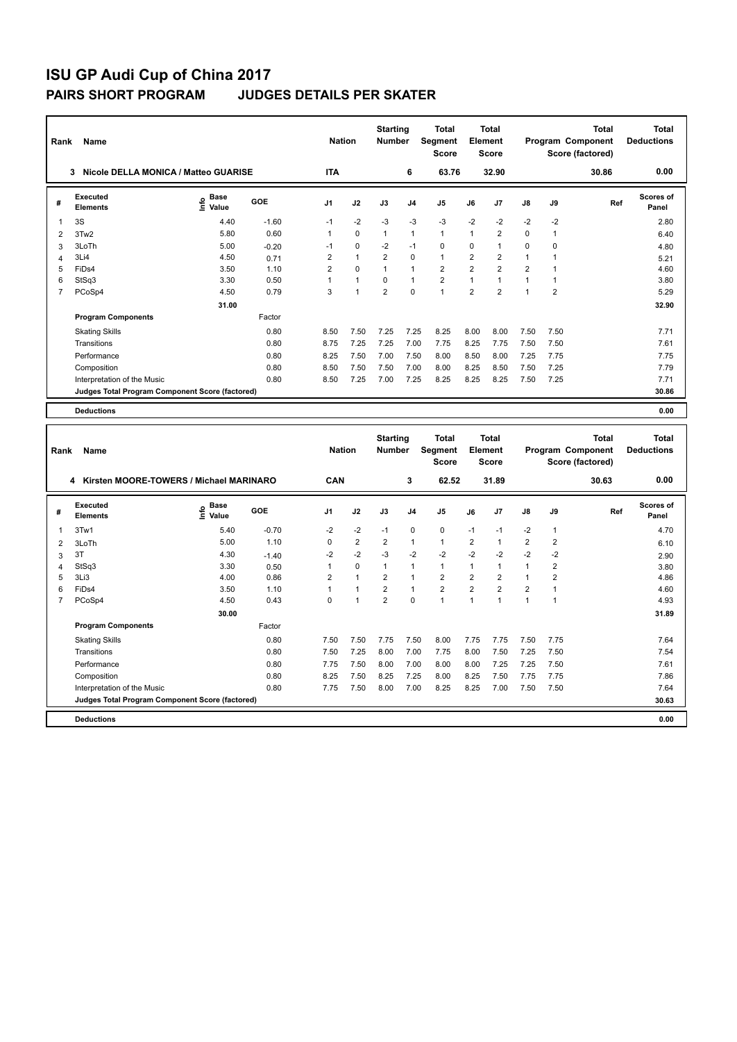# ISU GP Audi Cup of China 2017

## PAIRS SHORT PROGRAM JUDGES DETAILS PER SKATER

| Rank | Name | Nation | Starting Number | Total Segment Score | Total Element Score | Total Program Component Score (factored) | Total Deductions |
|---|---|---|---|---|---|---|---|
| 3 | Nicole DELLA MONICA / Matteo GUARISE | ITA | 6 | 63.76 | 32.90 | 30.86 | 0.00 |

| # | Executed Elements | Info | Base Value | GOE | J1 | J2 | J3 | J4 | J5 | J6 | J7 | J8 | J9 | Ref | Scores of Panel |
|---|---|---|---|---|---|---|---|---|---|---|---|---|---|---|---|
| 1 | 3S | | 4.40 | -1.60 | -1 | -2 | -3 | -3 | -3 | -2 | -2 | -2 | -2 | | 2.80 |
| 2 | 3Tw2 | | 5.80 | 0.60 | 1 | 0 | 1 | 1 | 1 | 1 | 2 | 0 | 1 | | 6.40 |
| 3 | 3LoTh | | 5.00 | -0.20 | -1 | 0 | -2 | -1 | 0 | 0 | 1 | 0 | 0 | | 4.80 |
| 4 | 3Li4 | | 4.50 | 0.71 | 2 | 1 | 2 | 0 | 1 | 2 | 2 | 1 | 1 | | 5.21 |
| 5 | FiDs4 | | 3.50 | 1.10 | 2 | 0 | 1 | 1 | 2 | 2 | 2 | 2 | 1 | | 4.60 |
| 6 | StSq3 | | 3.30 | 0.50 | 1 | 1 | 0 | 1 | 2 | 1 | 1 | 1 | 1 | | 3.80 |
| 7 | PCoSp4 | | 4.50 | 0.79 | 3 | 1 | 2 | 0 | 1 | 2 | 2 | 1 | 2 | | 5.29 |
| | | | 31.00 | | | | | | | | | | | | 32.90 |
| | **Program Components** | | | Factor | | | | | | | | | | | |
| | Skating Skills | | | 0.80 | 8.50 | 7.50 | 7.25 | 7.25 | 8.25 | 8.00 | 8.00 | 7.50 | 7.50 | | 7.71 |
| | Transitions | | | 0.80 | 8.75 | 7.25 | 7.25 | 7.00 | 7.75 | 8.25 | 7.75 | 7.50 | 7.50 | | 7.61 |
| | Performance | | | 0.80 | 8.25 | 7.50 | 7.00 | 7.50 | 8.00 | 8.50 | 8.00 | 7.25 | 7.75 | | 7.75 |
| | Composition | | | 0.80 | 8.50 | 7.50 | 7.50 | 7.00 | 8.00 | 8.25 | 8.50 | 7.50 | 7.25 | | 7.79 |
| | Interpretation of the Music | | | 0.80 | 8.50 | 7.25 | 7.00 | 7.25 | 8.25 | 8.25 | 8.25 | 7.50 | 7.25 | | 7.71 |
| | **Judges Total Program Component Score (factored)** | | | | | | | | | | | | | | 30.86 |
| | **Deductions** | | | | | | | | | | | | | | 0.00 |

| Rank | Name | Nation | Starting Number | Total Segment Score | Total Element Score | Total Program Component Score (factored) | Total Deductions |
|---|---|---|---|---|---|---|---|
| 4 | Kirsten MOORE-TOWERS / Michael MARINARO | CAN | 3 | 62.52 | 31.89 | 30.63 | 0.00 |

| # | Executed Elements | Info | Base Value | GOE | J1 | J2 | J3 | J4 | J5 | J6 | J7 | J8 | J9 | Ref | Scores of Panel |
|---|---|---|---|---|---|---|---|---|---|---|---|---|---|---|---|
| 1 | 3Tw1 | | 5.40 | -0.70 | -2 | -2 | -1 | 0 | 0 | -1 | -1 | -2 | 1 | | 4.70 |
| 2 | 3LoTh | | 5.00 | 1.10 | 0 | 2 | 2 | 1 | 1 | 2 | 1 | 2 | 2 | | 6.10 |
| 3 | 3T | | 4.30 | -1.40 | -2 | -2 | -3 | -2 | -2 | -2 | -2 | -2 | -2 | | 2.90 |
| 4 | StSq3 | | 3.30 | 0.50 | 1 | 0 | 1 | 1 | 1 | 1 | 1 | 1 | 2 | | 3.80 |
| 5 | 3Li3 | | 4.00 | 0.86 | 2 | 1 | 2 | 1 | 2 | 2 | 2 | 1 | 2 | | 4.86 |
| 6 | FiDs4 | | 3.50 | 1.10 | 1 | 1 | 2 | 1 | 2 | 2 | 2 | 2 | 1 | | 4.60 |
| 7 | PCoSp4 | | 4.50 | 0.43 | 0 | 1 | 2 | 0 | 1 | 1 | 1 | 1 | 1 | | 4.93 |
| | | | 30.00 | | | | | | | | | | | | 31.89 |
| | **Program Components** | | | Factor | | | | | | | | | | | |
| | Skating Skills | | | 0.80 | 7.50 | 7.50 | 7.75 | 7.50 | 8.00 | 7.75 | 7.75 | 7.50 | 7.75 | | 7.64 |
| | Transitions | | | 0.80 | 7.50 | 7.25 | 8.00 | 7.00 | 7.75 | 8.00 | 7.50 | 7.25 | 7.50 | | 7.54 |
| | Performance | | | 0.80 | 7.75 | 7.50 | 8.00 | 7.00 | 8.00 | 8.00 | 7.25 | 7.25 | 7.50 | | 7.61 |
| | Composition | | | 0.80 | 8.25 | 7.50 | 8.25 | 7.25 | 8.00 | 8.25 | 7.50 | 7.75 | 7.75 | | 7.86 |
| | Interpretation of the Music | | | 0.80 | 7.75 | 7.50 | 8.00 | 7.00 | 8.25 | 8.25 | 7.00 | 7.50 | 7.50 | | 7.64 |
| | **Judges Total Program Component Score (factored)** | | | | | | | | | | | | | | 30.63 |
| | **Deductions** | | | | | | | | | | | | | | 0.00 |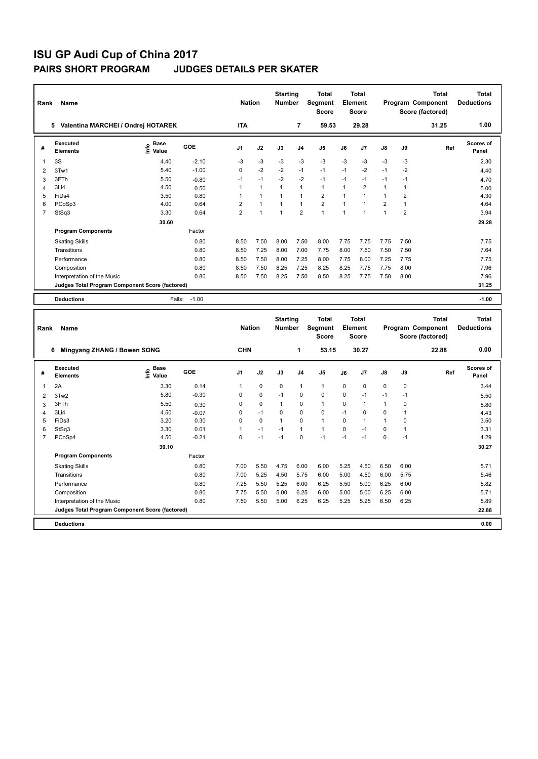# ISU GP Audi Cup of China 2017

## PAIRS SHORT PROGRAM JUDGES DETAILS PER SKATER

| Rank | Name | Nation | Starting Number | Total Segment Score | Total Element Score | Total Program Component Score (factored) | Total Deductions |
|---|---|---|---|---|---|---|---|
| 5 | Valentina MARCHEI / Ondrej HOTAREK | ITA | 7 | 59.53 | 29.28 | 31.25 | 1.00 |

| # | Executed Elements | Info | Base Value | GOE | J1 | J2 | J3 | J4 | J5 | J6 | J7 | J8 | J9 | Ref | Scores of Panel |
|---|---|---|---|---|---|---|---|---|---|---|---|---|---|---|---|
| 1 | 3S | | 4.40 | -2.10 | -3 | -3 | -3 | -3 | -3 | -3 | -3 | -3 | -3 | | 2.30 |
| 2 | 3Tw1 | | 5.40 | -1.00 | 0 | -2 | -2 | -1 | -1 | -1 | -2 | -1 | -2 | | 4.40 |
| 3 | 3FTh | | 5.50 | -0.80 | -1 | -1 | -2 | -2 | -1 | -1 | -1 | -1 | -1 | | 4.70 |
| 4 | 3Li4 | | 4.50 | 0.50 | 1 | 1 | 1 | 1 | 1 | 1 | 2 | 1 | 1 | | 5.00 |
| 5 | FiDs4 | | 3.50 | 0.80 | 1 | 1 | 1 | 1 | 2 | 1 | 1 | 1 | 2 | | 4.30 |
| 6 | PCoSp3 | | 4.00 | 0.64 | 2 | 1 | 1 | 1 | 2 | 1 | 1 | 2 | 1 | | 4.64 |
| 7 | StSq3 | | 3.30 | 0.64 | 2 | 1 | 1 | 2 | 1 | 1 | 1 | 1 | 2 | | 3.94 |
| | | | 30.60 | | | | | | | | | | | | 29.28 |
| | **Program Components** | | | Factor | | | | | | | | | | | |
| | Skating Skills | | | 0.80 | 8.50 | 7.50 | 8.00 | 7.50 | 8.00 | 7.75 | 7.75 | 7.75 | 7.50 | | 7.75 |
| | Transitions | | | 0.80 | 8.50 | 7.25 | 8.00 | 7.00 | 7.75 | 8.00 | 7.50 | 7.50 | 7.50 | | 7.64 |
| | Performance | | | 0.80 | 8.50 | 7.50 | 8.00 | 7.25 | 8.00 | 7.75 | 8.00 | 7.25 | 7.75 | | 7.75 |
| | Composition | | | 0.80 | 8.50 | 7.50 | 8.25 | 7.25 | 8.25 | 8.25 | 7.75 | 7.75 | 8.00 | | 7.96 |
| | Interpretation of the Music | | | 0.80 | 8.50 | 7.50 | 8.25 | 7.50 | 8.50 | 8.25 | 7.75 | 7.50 | 8.00 | | 7.96 |
| | Judges Total Program Component Score (factored) | | | | | | | | | | | | | | 31.25 |
| | **Deductions** | | Falls: | -1.00 | | | | | | | | | | | -1.00 |

| Rank | Name | Nation | Starting Number | Total Segment Score | Total Element Score | Total Program Component Score (factored) | Total Deductions |
|---|---|---|---|---|---|---|---|
| 6 | Mingyang ZHANG / Bowen SONG | CHN | 1 | 53.15 | 30.27 | 22.88 | 0.00 |

| # | Executed Elements | Info | Base Value | GOE | J1 | J2 | J3 | J4 | J5 | J6 | J7 | J8 | J9 | Ref | Scores of Panel |
|---|---|---|---|---|---|---|---|---|---|---|---|---|---|---|---|
| 1 | 2A | | 3.30 | 0.14 | 1 | 0 | 0 | 1 | 1 | 0 | 0 | 0 | 0 | | 3.44 |
| 2 | 3Tw2 | | 5.80 | -0.30 | 0 | 0 | -1 | 0 | 0 | 0 | -1 | -1 | -1 | | 5.50 |
| 3 | 3FTh | | 5.50 | 0.30 | 0 | 0 | 1 | 0 | 1 | 0 | 1 | 1 | 0 | | 5.80 |
| 4 | 3Li4 | | 4.50 | -0.07 | 0 | -1 | 0 | 0 | 0 | -1 | 0 | 0 | 1 | | 4.43 |
| 5 | FiDs3 | | 3.20 | 0.30 | 0 | 0 | 1 | 0 | 1 | 0 | 1 | 1 | 0 | | 3.50 |
| 6 | StSq3 | | 3.30 | 0.01 | 1 | -1 | -1 | 1 | 1 | 0 | -1 | 0 | 1 | | 3.31 |
| 7 | PCoSp4 | | 4.50 | -0.21 | 0 | -1 | -1 | 0 | -1 | -1 | -1 | 0 | -1 | | 4.29 |
| | | | 30.10 | | | | | | | | | | | | 30.27 |
| | **Program Components** | | | Factor | | | | | | | | | | | |
| | Skating Skills | | | 0.80 | 7.00 | 5.50 | 4.75 | 6.00 | 6.00 | 5.25 | 4.50 | 6.50 | 6.00 | | 5.71 |
| | Transitions | | | 0.80 | 7.00 | 5.25 | 4.50 | 5.75 | 6.00 | 5.00 | 4.50 | 6.00 | 5.75 | | 5.46 |
| | Performance | | | 0.80 | 7.25 | 5.50 | 5.25 | 6.00 | 6.25 | 5.50 | 5.00 | 6.25 | 6.00 | | 5.82 |
| | Composition | | | 0.80 | 7.75 | 5.50 | 5.00 | 6.25 | 6.00 | 5.00 | 5.00 | 6.25 | 6.00 | | 5.71 |
| | Interpretation of the Music | | | 0.80 | 7.50 | 5.50 | 5.00 | 6.25 | 6.25 | 5.25 | 5.25 | 6.50 | 6.25 | | 5.89 |
| | Judges Total Program Component Score (factored) | | | | | | | | | | | | | | 22.88 |
| | **Deductions** | | | | | | | | | | | | | | 0.00 |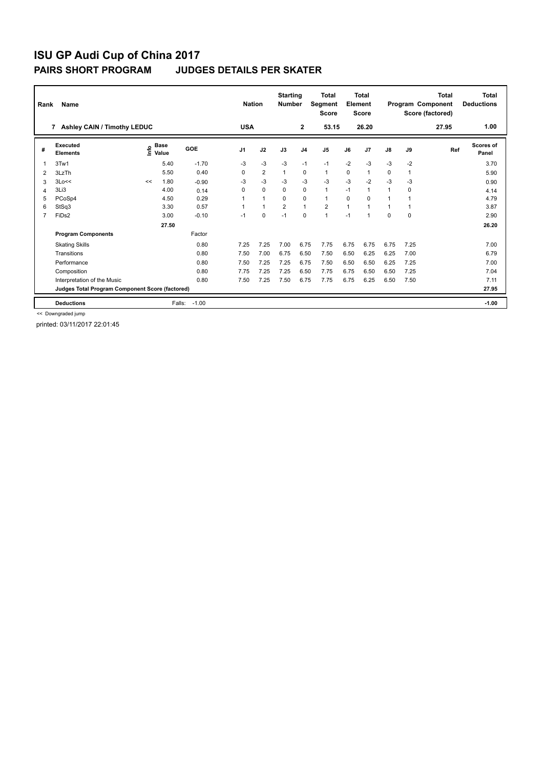# ISU GP Audi Cup of China 2017

## PAIRS SHORT PROGRAM JUDGES DETAILS PER SKATER

| Rank | Name | Nation | Starting Number | Total Segment Score | Total Element Score | Total Program Component Score (factored) | Total Deductions |
|---|---|---|---|---|---|---|---|
| 7 | Ashley CAIN / Timothy LEDUC | USA | 2 | 53.15 | 26.20 | 27.95 | 1.00 |

| # | Executed Elements | Info | Base Value | GOE | J1 | J2 | J3 | J4 | J5 | J6 | J7 | J8 | J9 | Ref | Scores of Panel |
|---|---|---|---|---|---|---|---|---|---|---|---|---|---|---|---|
| 1 | 3Tw1 | | 5.40 | -1.70 | -3 | -3 | -3 | -1 | -1 | -2 | -3 | -3 | -2 | | 3.70 |
| 2 | 3LzTh | | 5.50 | 0.40 | 0 | 2 | 1 | 0 | 1 | 0 | 1 | 0 | 1 | | 5.90 |
| 3 | 3Lo<< | << | 1.80 | -0.90 | -3 | -3 | -3 | -3 | -3 | -3 | -2 | -3 | -3 | | 0.90 |
| 4 | 3Li3 | | 4.00 | 0.14 | 0 | 0 | 0 | 0 | 1 | -1 | 1 | 1 | 0 | | 4.14 |
| 5 | PCoSp4 | | 4.50 | 0.29 | 1 | 1 | 0 | 0 | 1 | 0 | 0 | 1 | 1 | | 4.79 |
| 6 | StSq3 | | 3.30 | 0.57 | 1 | 1 | 2 | 1 | 2 | 1 | 1 | 1 | 1 | | 3.87 |
| 7 | FiDs2 | | 3.00 | -0.10 | -1 | 0 | -1 | 0 | 1 | -1 | 1 | 0 | 0 | | 2.90 |
| | | | 27.50 | | | | | | | | | | | | 26.20 |
| | **Program Components** | | | Factor | | | | | | | | | | | |
| | Skating Skills | | | 0.80 | 7.25 | 7.25 | 7.00 | 6.75 | 7.75 | 6.75 | 6.75 | 6.75 | 7.25 | | 7.00 |
| | Transitions | | | 0.80 | 7.50 | 7.00 | 6.75 | 6.50 | 7.50 | 6.50 | 6.25 | 6.25 | 7.00 | | 6.79 |
| | Performance | | | 0.80 | 7.50 | 7.25 | 7.25 | 6.75 | 7.50 | 6.50 | 6.50 | 6.25 | 7.25 | | 7.00 |
| | Composition | | | 0.80 | 7.75 | 7.25 | 7.25 | 6.50 | 7.75 | 6.75 | 6.50 | 6.50 | 7.25 | | 7.04 |
| | Interpretation of the Music | | | 0.80 | 7.50 | 7.25 | 7.50 | 6.75 | 7.75 | 6.75 | 6.25 | 6.50 | 7.50 | | 7.11 |
| | **Judges Total Program Component Score (factored)** | | | | | | | | | | | | | | 27.95 |
| | **Deductions** | | Falls: | -1.00 | | | | | | | | | | | -1.00 |

<< Downgraded jump

printed: 03/11/2017 22:01:45